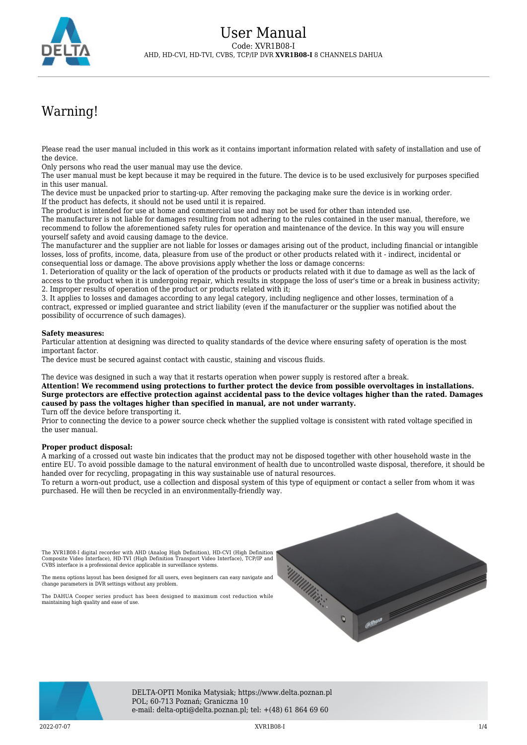# User Manual

Code: XVR1B08-I

AHD, HD-CVI, HD-TVI, CVBS, TCP/IP DVR **XVR1B08-I** 8 CHANNELS DAHUA

## Warning!

Please read the user manual included in this work as it contains important information related with safety of installation and use of the device.
Only persons who read the user manual may use the device.
The user manual must be kept because it may be required in the future. The device is to be used exclusively for purposes specified in this user manual.
The device must be unpacked prior to starting-up. After removing the packaging make sure the device is in working order.
If the product has defects, it should not be used until it is repaired.
The product is intended for use at home and commercial use and may not be used for other than intended use.
The manufacturer is not liable for damages resulting from not adhering to the rules contained in the user manual, therefore, we recommend to follow the aforementioned safety rules for operation and maintenance of the device. In this way you will ensure yourself safety and avoid causing damage to the device.
The manufacturer and the supplier are not liable for losses or damages arising out of the product, including financial or intangible losses, loss of profits, income, data, pleasure from use of the product or other products related with it - indirect, incidental or consequential loss or damage. The above provisions apply whether the loss or damage concerns:
1. Deterioration of quality or the lack of operation of the products or products related with it due to damage as well as the lack of access to the product when it is undergoing repair, which results in stoppage the loss of user's time or a break in business activity;
2. Improper results of operation of the product or products related with it;
3. It applies to losses and damages according to any legal category, including negligence and other losses, termination of a contract, expressed or implied guarantee and strict liability (even if the manufacturer or the supplier was notified about the possibility of occurrence of such damages).

**Safety measures:**
Particular attention at designing was directed to quality standards of the device where ensuring safety of operation is the most important factor.
The device must be secured against contact with caustic, staining and viscous fluids.

The device was designed in such a way that it restarts operation when power supply is restored after a break.
**Attention! We recommend using protections to further protect the device from possible overvoltages in installations. Surge protectors are effective protection against accidental pass to the device voltages higher than the rated. Damages caused by pass the voltages higher than specified in manual, are not under warranty.**
Turn off the device before transporting it.
Prior to connecting the device to a power source check whether the supplied voltage is consistent with rated voltage specified in the user manual.

**Proper product disposal:**
A marking of a crossed out waste bin indicates that the product may not be disposed together with other household waste in the entire EU. To avoid possible damage to the natural environment of health due to uncontrolled waste disposal, therefore, it should be handed over for recycling, propagating in this way sustainable use of natural resources.
To return a worn-out product, use a collection and disposal system of this type of equipment or contact a seller from whom it was purchased. He will then be recycled in an environmentally-friendly way.

The XVR1B08-I digital recorder with AHD (Analog High Definition), HD-CVI (High Definition Composite Video Interface), HD-TVI (High Definition Transport Video Interface), TCP/IP and CVBS interface is a professional device applicable in surveillance systems.

The menu options layout has been designed for all users, even beginners can easy navigate and change parameters in DVR settings without any problem.

The DAHUA Cooper series product has been designed to maximum cost reduction while maintaining high quality and ease of use.

DELTA-OPTI Monika Matysiak; https://www.delta.poznan.pl
POL; 60-713 Poznań; Graniczna 10
e-mail: delta-opti@delta.poznan.pl; tel: +(48) 61 864 69 60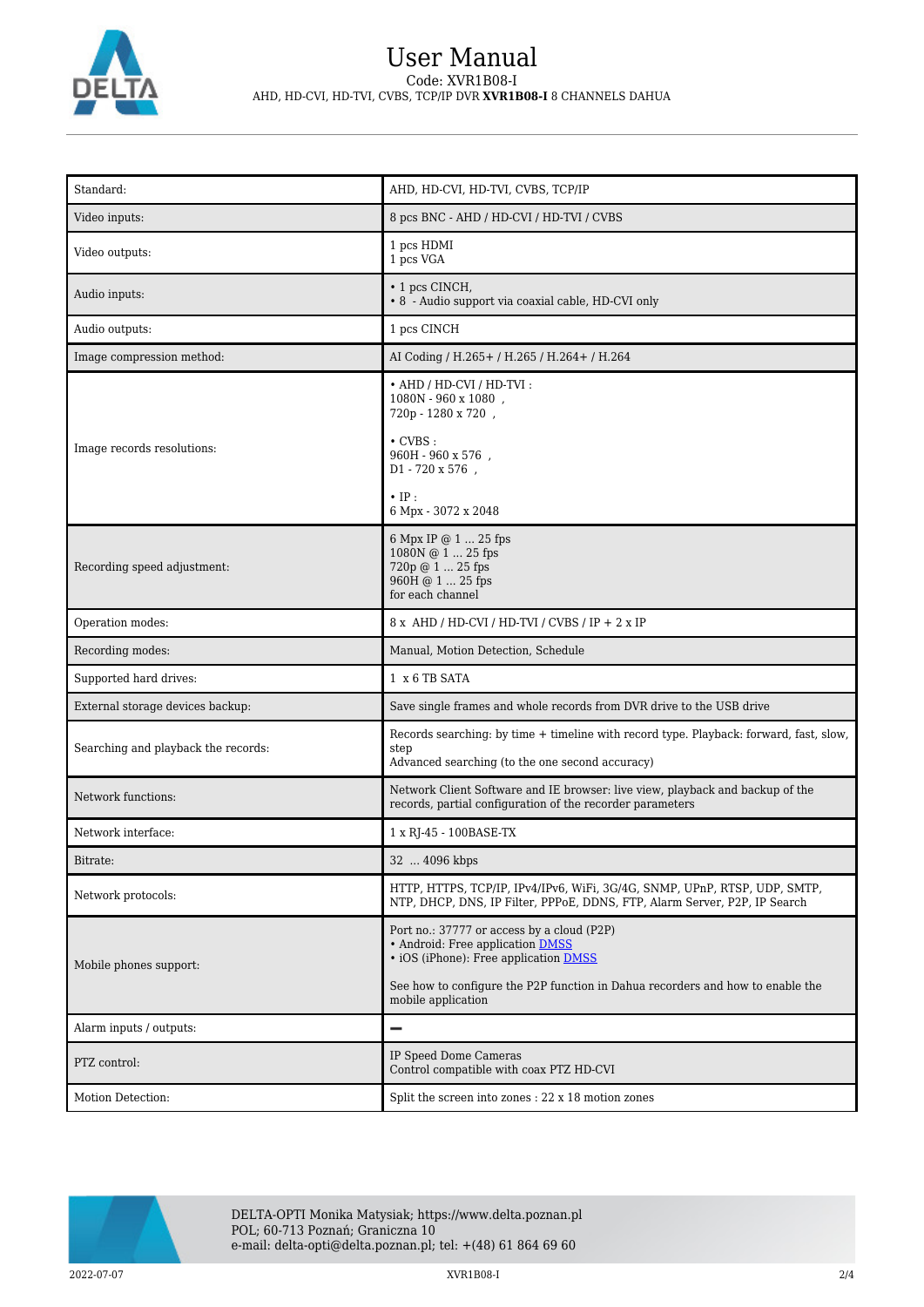| Standard: | AHD, HD-CVI, HD-TVI, CVBS, TCP/IP |
|---|---|
| Video inputs: | 8 pcs BNC - AHD / HD-CVI / HD-TVI / CVBS |
| Video outputs: | 1 pcs HDMI<br>1 pcs VGA |
| Audio inputs: | • 1 pcs CINCH,<br>• 8  - Audio support via coaxial cable, HD-CVI only |
| Audio outputs: | 1 pcs CINCH |
| Image compression method: | AI Coding / H.265+ / H.265 / H.264+ / H.264 |
| Image records resolutions: | • AHD / HD-CVI / HD-TVI :<br>1080N - 960 x 1080  ,<br>720p - 1280 x 720  ,<br><br>• CVBS :<br>960H - 960 x 576  ,<br>D1 - 720 x 576  ,<br><br>• IP :<br>6 Mpx - 3072 x 2048 |
| Recording speed adjustment: | 6 Mpx IP @ 1 ... 25 fps<br>1080N @ 1 ... 25 fps<br>720p @ 1 ... 25 fps<br>960H @ 1 ... 25 fps<br>for each channel |
| Operation modes: | 8 x  AHD / HD-CVI / HD-TVI / CVBS / IP + 2 x IP |
| Recording modes: | Manual, Motion Detection, Schedule |
| Supported hard drives: | 1  x 6 TB SATA |
| External storage devices backup: | Save single frames and whole records from DVR drive to the USB drive |
| Searching and playback the records: | Records searching: by time + timeline with record type. Playback: forward, fast, slow, step<br>Advanced searching (to the one second accuracy) |
| Network functions: | Network Client Software and IE browser: live view, playback and backup of the records, partial configuration of the recorder parameters |
| Network interface: | 1 x RJ-45 - 100BASE-TX |
| Bitrate: | 32  ... 4096 kbps |
| Network protocols: | HTTP, HTTPS, TCP/IP, IPv4/IPv6, WiFi, 3G/4G, SNMP, UPnP, RTSP, UDP, SMTP, NTP, DHCP, DNS, IP Filter, PPPoE, DDNS, FTP, Alarm Server, P2P, IP Search |
| Mobile phones support: | Port no.: 37777 or access by a cloud (P2P)<br>• Android: Free application DMSS<br>• iOS (iPhone): Free application DMSS<br><br>See how to configure the P2P function in Dahua recorders and how to enable the mobile application |
| Alarm inputs / outputs: | – |
| PTZ control: | IP Speed Dome Cameras<br>Control compatible with coax PTZ HD-CVI |
| Motion Detection: | Split the screen into zones : 22 x 18 motion zones |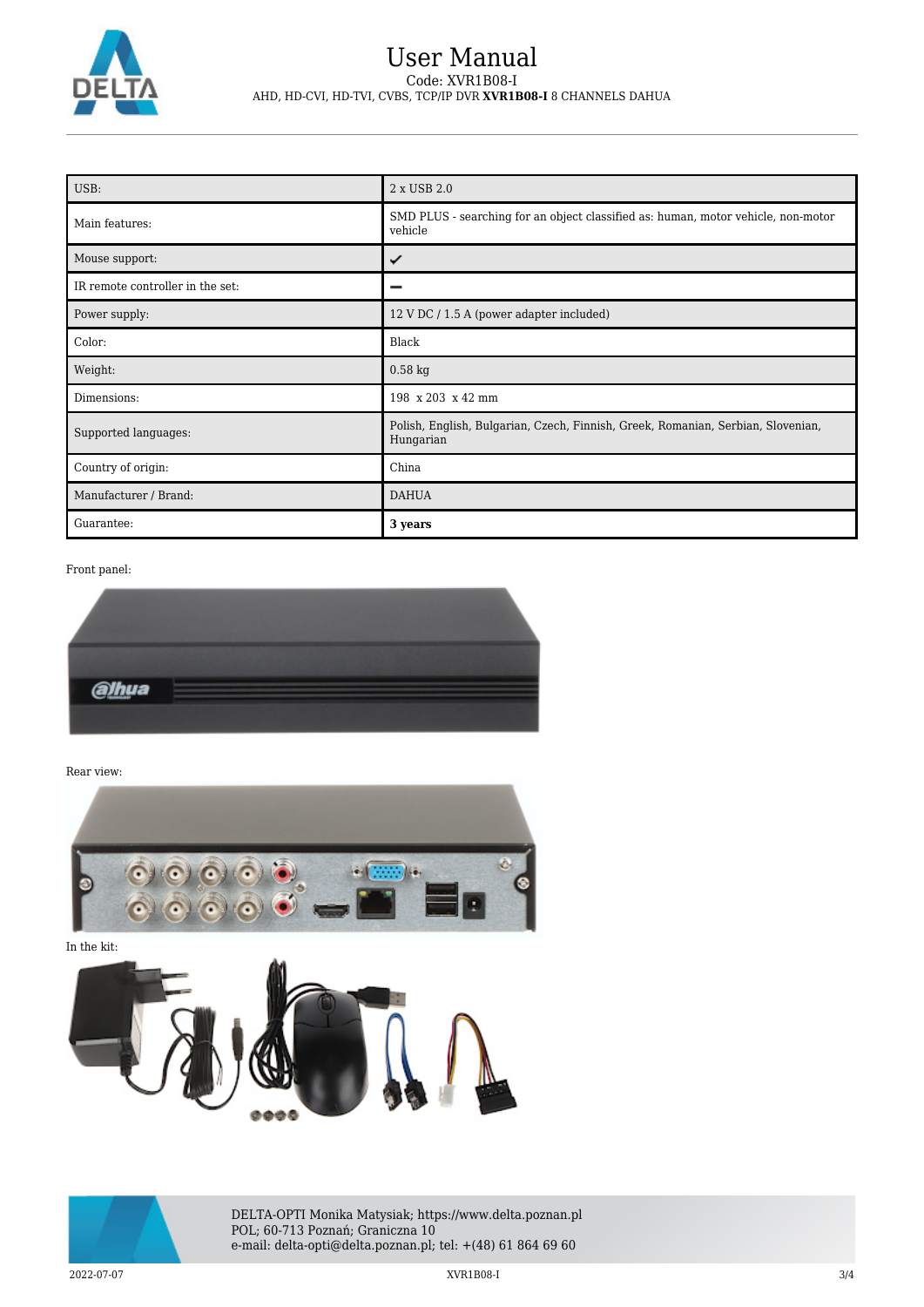| USB: | 2 x USB 2.0 |
|---|---|
| Main features: | SMD PLUS - searching for an object classified as: human, motor vehicle, non-motor vehicle |
| Mouse support: | ✔ |
| IR remote controller in the set: | – |
| Power supply: | 12 V DC / 1.5 A (power adapter included) |
| Color: | Black |
| Weight: | 0.58 kg |
| Dimensions: | 198 x 203 x 42 mm |
| Supported languages: | Polish, English, Bulgarian, Czech, Finnish, Greek, Romanian, Serbian, Slovenian, Hungarian |
| Country of origin: | China |
| Manufacturer / Brand: | DAHUA |
| Guarantee: | **3 years** |

Front panel:

Rear view:

In the kit: